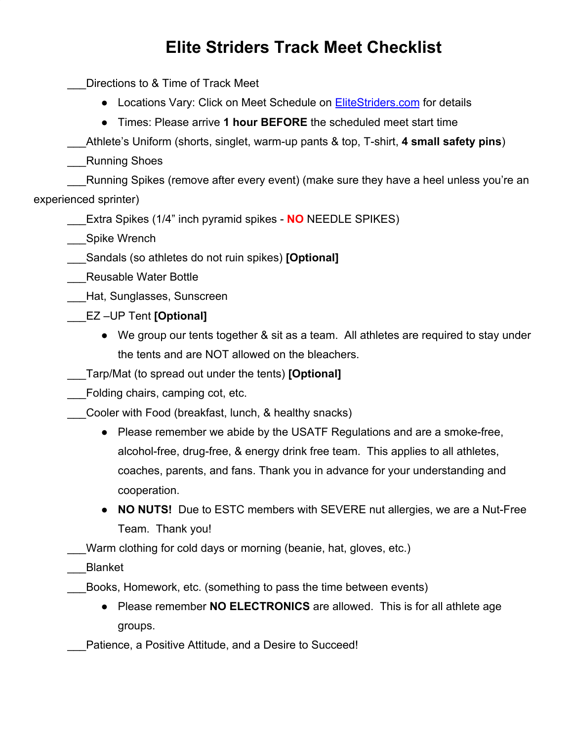# Elite Striders Track Meet Checklist

___Directions to & Time of Track Meet

- Locations Vary: Click on Meet Schedule on EliteStriders.com for details
- Times: Please arrive **1 hour BEFORE** the scheduled meet start time

___Athlete's Uniform (shorts, singlet, warm-up pants & top, T-shirt, **4 small safety pins**)

___Running Shoes

___Running Spikes (remove after every event) (make sure they have a heel unless you're an experienced sprinter)

___Extra Spikes (1/4" inch pyramid spikes - **NO** NEEDLE SPIKES)

___Spike Wrench

___Sandals (so athletes do not ruin spikes) **[Optional]**

___Reusable Water Bottle

___Hat, Sunglasses, Sunscreen

___EZ –UP Tent **[Optional]**

- We group our tents together & sit as a team. All athletes are required to stay under the tents and are NOT allowed on the bleachers.

___Tarp/Mat (to spread out under the tents) **[Optional]**

___Folding chairs, camping cot, etc.

___Cooler with Food (breakfast, lunch, & healthy snacks)

- Please remember we abide by the USATF Regulations and are a smoke-free, alcohol-free, drug-free, & energy drink free team. This applies to all athletes, coaches, parents, and fans. Thank you in advance for your understanding and cooperation.
- **NO NUTS!** Due to ESTC members with SEVERE nut allergies, we are a Nut-Free Team. Thank you!

___Warm clothing for cold days or morning (beanie, hat, gloves, etc.)

___Blanket

___Books, Homework, etc. (something to pass the time between events)

- Please remember **NO ELECTRONICS** are allowed. This is for all athlete age groups.

___Patience, a Positive Attitude, and a Desire to Succeed!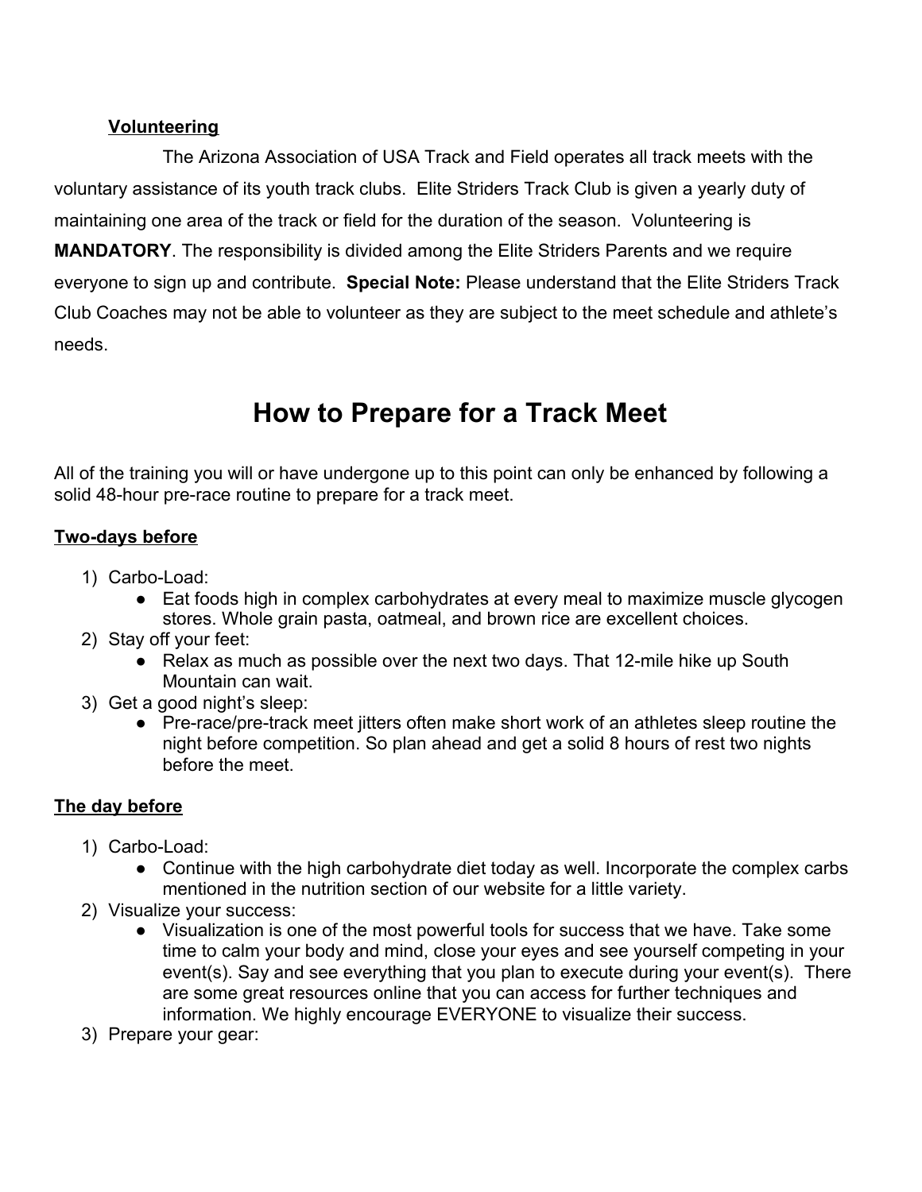**Volunteering**

The Arizona Association of USA Track and Field operates all track meets with the voluntary assistance of its youth track clubs. Elite Striders Track Club is given a yearly duty of maintaining one area of the track or field for the duration of the season. Volunteering is **MANDATORY**. The responsibility is divided among the Elite Striders Parents and we require everyone to sign up and contribute. **Special Note:** Please understand that the Elite Striders Track Club Coaches may not be able to volunteer as they are subject to the meet schedule and athlete's needs.

# How to Prepare for a Track Meet

All of the training you will or have undergone up to this point can only be enhanced by following a solid 48-hour pre-race routine to prepare for a track meet.

**Two-days before**

1) Carbo-Load:
   - Eat foods high in complex carbohydrates at every meal to maximize muscle glycogen stores. Whole grain pasta, oatmeal, and brown rice are excellent choices.
2) Stay off your feet:
   - Relax as much as possible over the next two days. That 12-mile hike up South Mountain can wait.
3) Get a good night's sleep:
   - Pre-race/pre-track meet jitters often make short work of an athletes sleep routine the night before competition. So plan ahead and get a solid 8 hours of rest two nights before the meet.

**The day before**

1) Carbo-Load:
   - Continue with the high carbohydrate diet today as well. Incorporate the complex carbs mentioned in the nutrition section of our website for a little variety.
2) Visualize your success:
   - Visualization is one of the most powerful tools for success that we have. Take some time to calm your body and mind, close your eyes and see yourself competing in your event(s). Say and see everything that you plan to execute during your event(s). There are some great resources online that you can access for further techniques and information. We highly encourage EVERYONE to visualize their success.
3) Prepare your gear: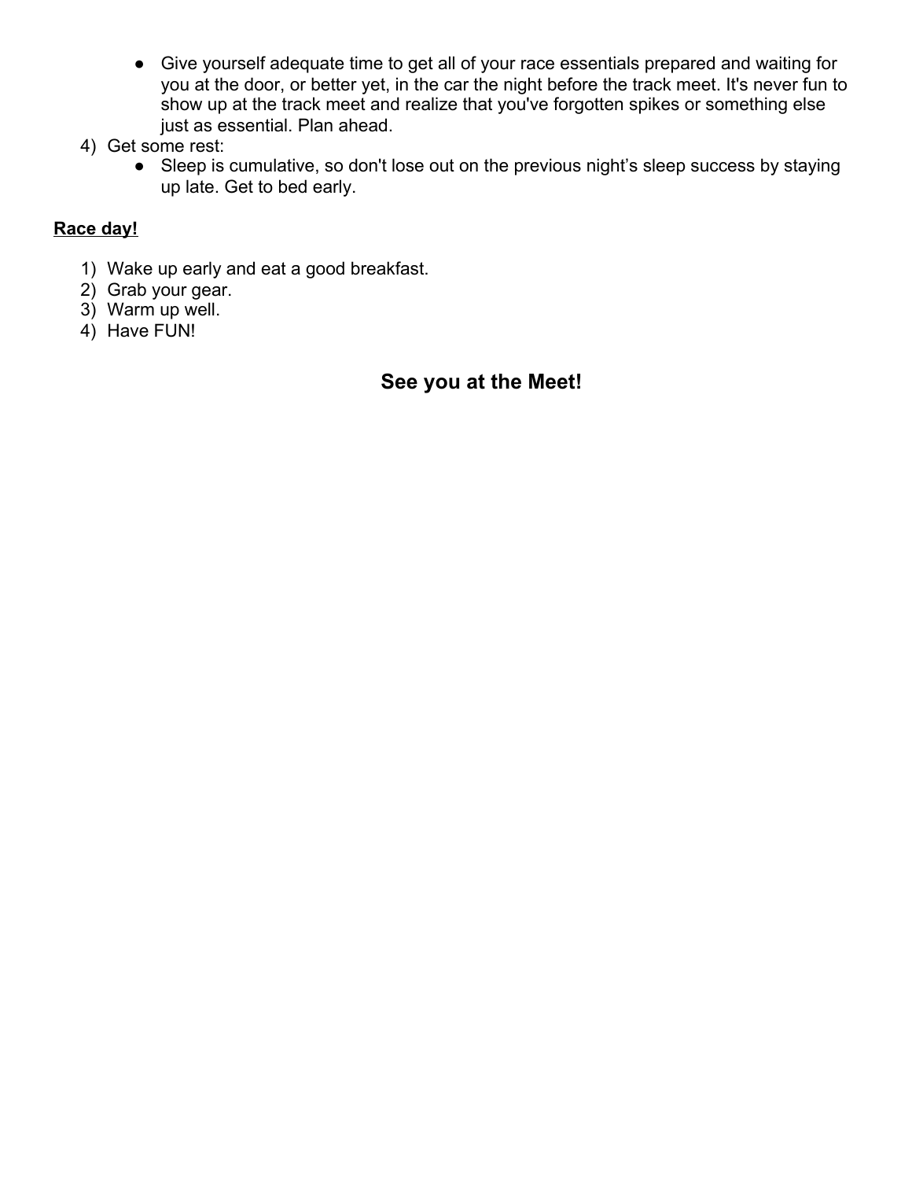- Give yourself adequate time to get all of your race essentials prepared and waiting for you at the door, or better yet, in the car the night before the track meet. It's never fun to show up at the track meet and realize that you've forgotten spikes or something else just as essential. Plan ahead.

4) Get some rest:
    - Sleep is cumulative, so don't lose out on the previous night's sleep success by staying up late. Get to bed early.

**Race day!**

1) Wake up early and eat a good breakfast.
2) Grab your gear.
3) Warm up well.
4) Have FUN!

## See you at the Meet!